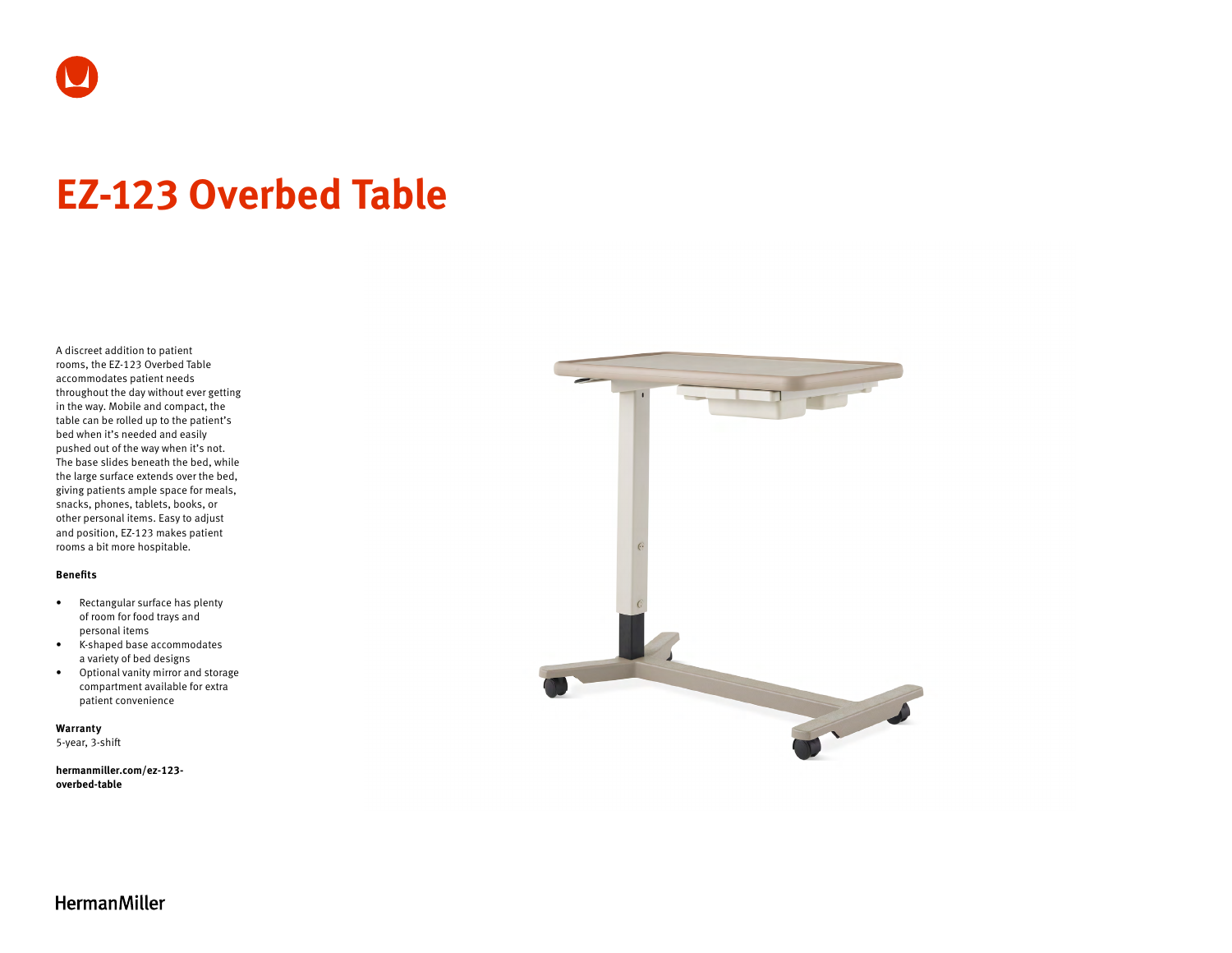# EZ-123 Overbed Table

A discreet addition to patient rooms, the EZ-123 Overbed Table accommodates patient needs throughout the day without ever getting in the way. Mobile and compact, the table can be rolled up to the patient's bed when it's needed and easily pushed out of the way when it's not. The base slides beneath the bed, while the large surface extends over the bed, giving patients ample space for meals, snacks, phones, tablets, books, or other personal items. Easy to adjust and position, EZ-123 makes patient rooms a bit more hospitable.

**Benefits**

- Rectangular surface has plenty of room for food trays and personal items
- K-shaped base accommodates a variety of bed designs
- Optional vanity mirror and storage compartment available for extra patient convenience

**Warranty**
5-year, 3-shift

**hermanmiller.com/ez-123-overbed-table**

HermanMiller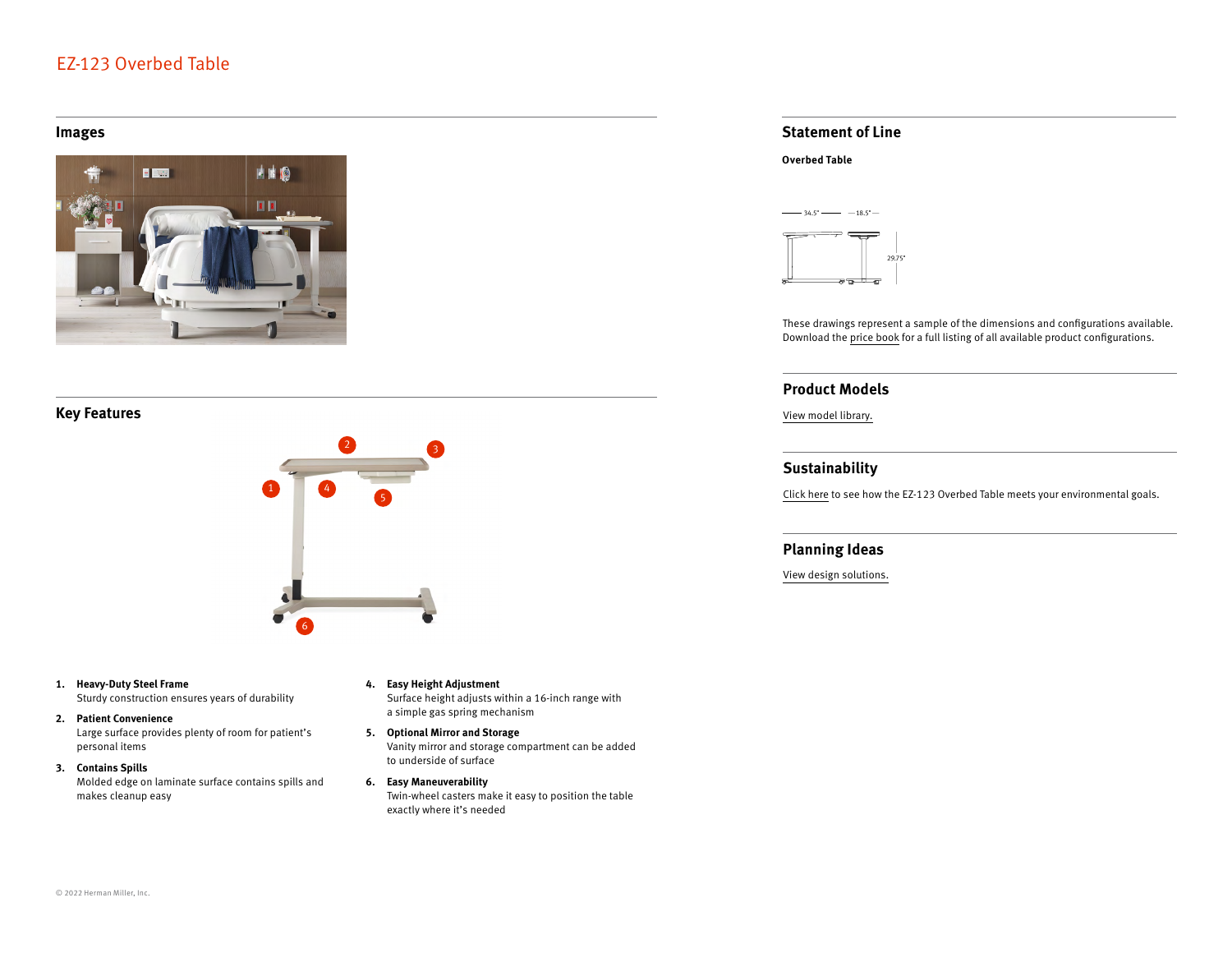# EZ-123 Overbed Table

## Images

## Key Features

1. **Heavy-Duty Steel Frame**
   Sturdy construction ensures years of durability
2. **Patient Convenience**
   Large surface provides plenty of room for patient's personal items
3. **Contains Spills**
   Molded edge on laminate surface contains spills and makes cleanup easy
4. **Easy Height Adjustment**
   Surface height adjusts within a 16-inch range with a simple gas spring mechanism
5. **Optional Mirror and Storage**
   Vanity mirror and storage compartment can be added to underside of surface
6. **Easy Maneuverability**
   Twin-wheel casters make it easy to position the table exactly where it's needed

## Statement of Line

**Overbed Table**

34.5"
18.5"
29.75"

These drawings represent a sample of the dimensions and configurations available. Download the price book for a full listing of all available product configurations.

## Product Models

View model library.

## Sustainability

Click here to see how the EZ-123 Overbed Table meets your environmental goals.

## Planning Ideas

View design solutions.

© 2022 Herman Miller, Inc.